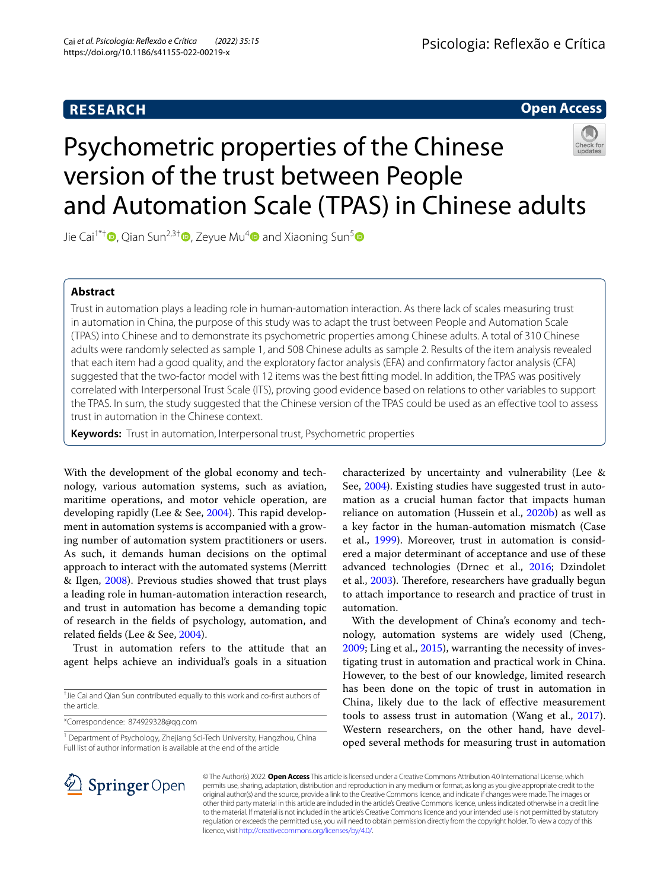RESEARCH

Open Access

# Psychometric properties of the Chinese version of the trust between People and Automation Scale (TPAS) in Chinese adults

Jie Cai[1*†], Qian Sun[2,3†], Zeyue Mu[4] and Xiaoning Sun[5]

## Abstract

Trust in automation plays a leading role in human-automation interaction. As there lack of scales measuring trust in automation in China, the purpose of this study was to adapt the trust between People and Automation Scale (TPAS) into Chinese and to demonstrate its psychometric properties among Chinese adults. A total of 310 Chinese adults were randomly selected as sample 1, and 508 Chinese adults as sample 2. Results of the item analysis revealed that each item had a good quality, and the exploratory factor analysis (EFA) and confirmatory factor analysis (CFA) suggested that the two-factor model with 12 items was the best fitting model. In addition, the TPAS was positively correlated with Interpersonal Trust Scale (ITS), proving good evidence based on relations to other variables to support the TPAS. In sum, the study suggested that the Chinese version of the TPAS could be used as an effective tool to assess trust in automation in the Chinese context.

**Keywords:** Trust in automation, Interpersonal trust, Psychometric properties

With the development of the global economy and technology, various automation systems, such as aviation, maritime operations, and motor vehicle operation, are developing rapidly (Lee & See, 2004). This rapid development in automation systems is accompanied with a growing number of automation system practitioners or users. As such, it demands human decisions on the optimal approach to interact with the automated systems (Merritt & Ilgen, 2008). Previous studies showed that trust plays a leading role in human-automation interaction research, and trust in automation has become a demanding topic of research in the fields of psychology, automation, and related fields (Lee & See, 2004).

Trust in automation refers to the attitude that an agent helps achieve an individual's goals in a situation characterized by uncertainty and vulnerability (Lee & See, 2004). Existing studies have suggested trust in automation as a crucial human factor that impacts human reliance on automation (Hussein et al., 2020b) as well as a key factor in the human-automation mismatch (Case et al., 1999). Moreover, trust in automation is considered a major determinant of acceptance and use of these advanced technologies (Drnec et al., 2016; Dzindolet et al., 2003). Therefore, researchers have gradually begun to attach importance to research and practice of trust in automation.

With the development of China's economy and technology, automation systems are widely used (Cheng, 2009; Ling et al., 2015), warranting the necessity of investigating trust in automation and practical work in China. However, to the best of our knowledge, limited research has been done on the topic of trust in automation in China, likely due to the lack of effective measurement tools to assess trust in automation (Wang et al., 2017). Western researchers, on the other hand, have developed several methods for measuring trust in automation

†Jie Cai and Qian Sun contributed equally to this work and co-first authors of the article.

*Correspondence: 874929328@qq.com

[1] Department of Psychology, Zhejiang Sci-Tech University, Hangzhou, China
Full list of author information is available at the end of the article

© The Author(s) 2022. **Open Access** This article is licensed under a Creative Commons Attribution 4.0 International License, which permits use, sharing, adaptation, distribution and reproduction in any medium or format, as long as you give appropriate credit to the original author(s) and the source, provide a link to the Creative Commons licence, and indicate if changes were made. The images or other third party material in this article are included in the article's Creative Commons licence, unless indicated otherwise in a credit line to the material. If material is not included in the article's Creative Commons licence and your intended use is not permitted by statutory regulation or exceeds the permitted use, you will need to obtain permission directly from the copyright holder. To view a copy of this licence, visit http://creativecommons.org/licenses/by/4.0/.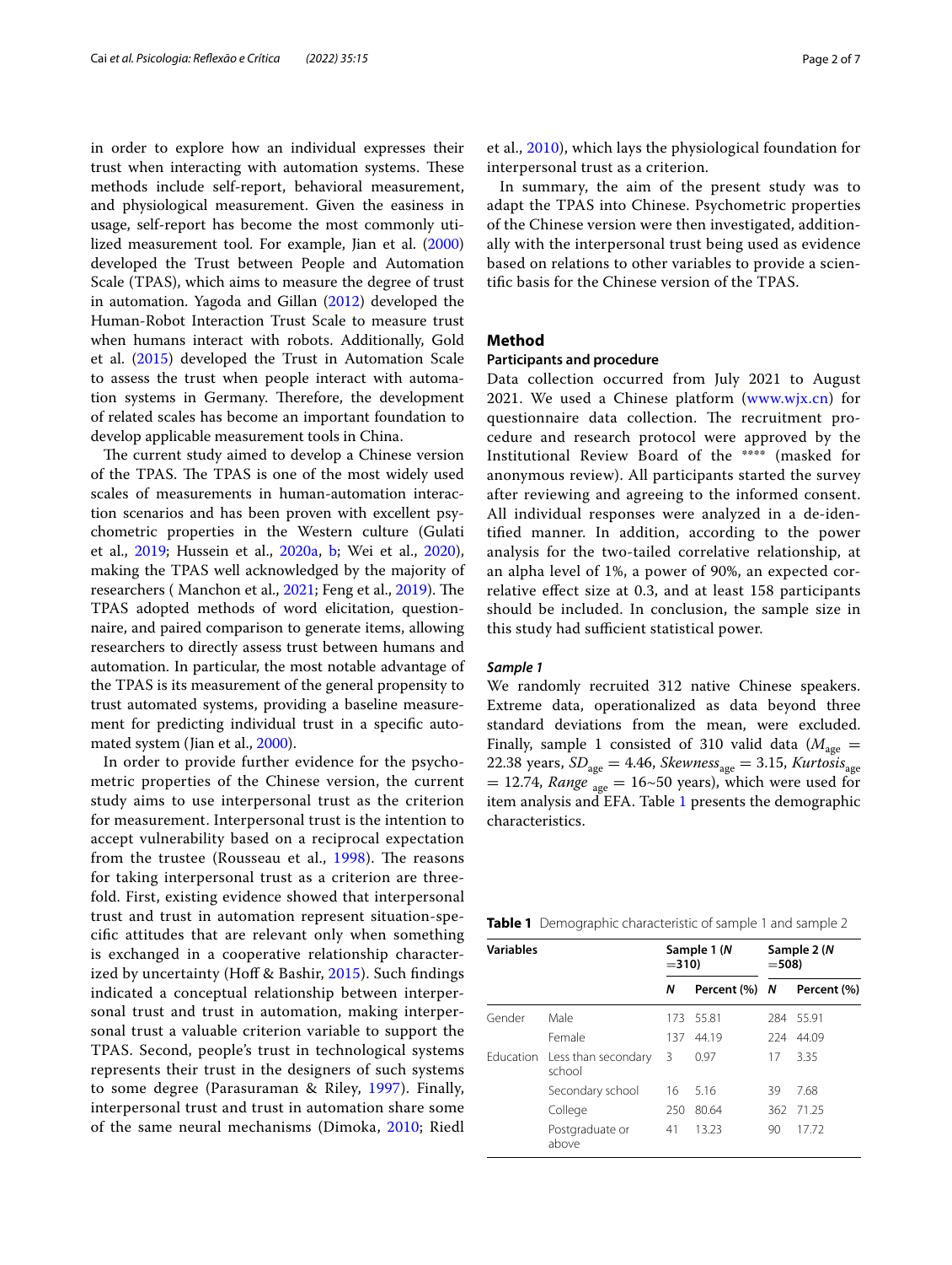in order to explore how an individual expresses their trust when interacting with automation systems. These methods include self-report, behavioral measurement, and physiological measurement. Given the easiness in usage, self-report has become the most commonly utilized measurement tool. For example, Jian et al. (2000) developed the Trust between People and Automation Scale (TPAS), which aims to measure the degree of trust in automation. Yagoda and Gillan (2012) developed the Human-Robot Interaction Trust Scale to measure trust when humans interact with robots. Additionally, Gold et al. (2015) developed the Trust in Automation Scale to assess the trust when people interact with automation systems in Germany. Therefore, the development of related scales has become an important foundation to develop applicable measurement tools in China.

The current study aimed to develop a Chinese version of the TPAS. The TPAS is one of the most widely used scales of measurements in human-automation interaction scenarios and has been proven with excellent psychometric properties in the Western culture (Gulati et al., 2019; Hussein et al., 2020a, b; Wei et al., 2020), making the TPAS well acknowledged by the majority of researchers ( Manchon et al., 2021; Feng et al., 2019). The TPAS adopted methods of word elicitation, questionnaire, and paired comparison to generate items, allowing researchers to directly assess trust between humans and automation. In particular, the most notable advantage of the TPAS is its measurement of the general propensity to trust automated systems, providing a baseline measurement for predicting individual trust in a specific automated system (Jian et al., 2000).

In order to provide further evidence for the psychometric properties of the Chinese version, the current study aims to use interpersonal trust as the criterion for measurement. Interpersonal trust is the intention to accept vulnerability based on a reciprocal expectation from the trustee (Rousseau et al., 1998). The reasons for taking interpersonal trust as a criterion are threefold. First, existing evidence showed that interpersonal trust and trust in automation represent situation-specific attitudes that are relevant only when something is exchanged in a cooperative relationship characterized by uncertainty (Hoff & Bashir, 2015). Such findings indicated a conceptual relationship between interpersonal trust and trust in automation, making interpersonal trust a valuable criterion variable to support the TPAS. Second, people's trust in technological systems represents their trust in the designers of such systems to some degree (Parasuraman & Riley, 1997). Finally, interpersonal trust and trust in automation share some of the same neural mechanisms (Dimoka, 2010; Riedl et al., 2010), which lays the physiological foundation for interpersonal trust as a criterion.

In summary, the aim of the present study was to adapt the TPAS into Chinese. Psychometric properties of the Chinese version were then investigated, additionally with the interpersonal trust being used as evidence based on relations to other variables to provide a scientific basis for the Chinese version of the TPAS.

## Method

### Participants and procedure

Data collection occurred from July 2021 to August 2021. We used a Chinese platform (www.wjx.cn) for questionnaire data collection. The recruitment procedure and research protocol were approved by the Institutional Review Board of the **** (masked for anonymous review). All participants started the survey after reviewing and agreeing to the informed consent. All individual responses were analyzed in a de-identified manner. In addition, according to the power analysis for the two-tailed correlative relationship, at an alpha level of 1%, a power of 90%, an expected correlative effect size at 0.3, and at least 158 participants should be included. In conclusion, the sample size in this study had sufficient statistical power.

#### *Sample 1*

We randomly recruited 312 native Chinese speakers. Extreme data, operationalized as data beyond three standard deviations from the mean, were excluded. Finally, sample 1 consisted of 310 valid data ($M_{\text{age}}$ = 22.38 years, $SD_{\text{age}}$ = 4.46, $Skewness_{\text{age}}$ = 3.15, $Kurtosis_{\text{age}}$ = 12.74, $Range_{\text{age}}$ = 16~50 years), which were used for item analysis and EFA. Table 1 presents the demographic characteristics.

**Table 1** Demographic characteristic of sample 1 and sample 2

| Variables | | Sample 1 (*N* =310) | | Sample 2 (*N* =508) | |
|---|---|---|---|---|---|
| | | ***N*** | **Percent (%)** | ***N*** | **Percent (%)** |
| Gender | Male | 173 | 55.81 | 284 | 55.91 |
| | Female | 137 | 44.19 | 224 | 44.09 |
| Education | Less than secondary school | 3 | 0.97 | 17 | 3.35 |
| | Secondary school | 16 | 5.16 | 39 | 7.68 |
| | College | 250 | 80.64 | 362 | 71.25 |
| | Postgraduate or above | 41 | 13.23 | 90 | 17.72 |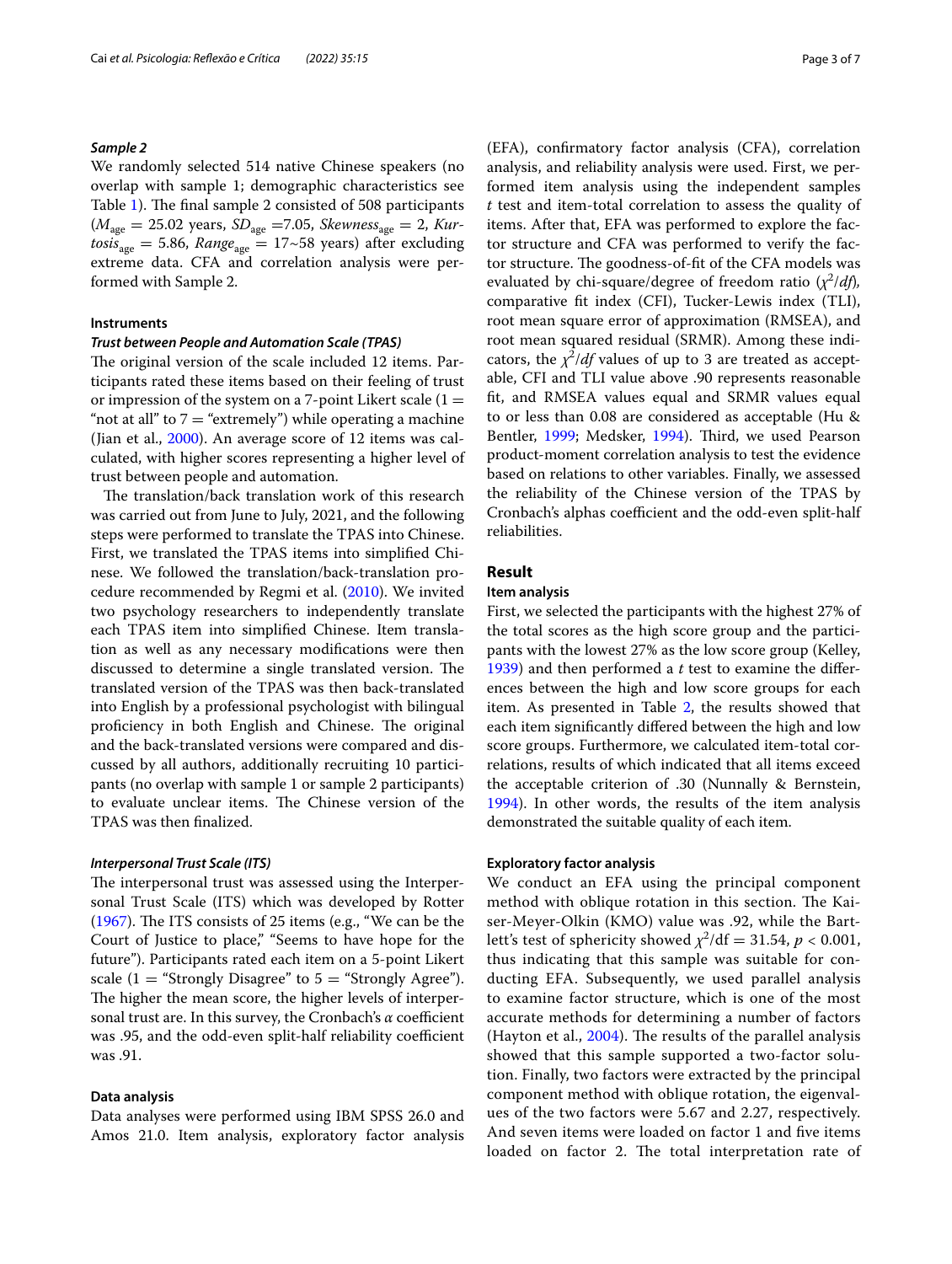### *Sample 2*

We randomly selected 514 native Chinese speakers (no overlap with sample 1; demographic characteristics see Table 1). The final sample 2 consisted of 508 participants ($M_{\text{age}}$ = 25.02 years, $SD_{\text{age}}$ =7.05, $Skewness_{\text{age}}$ = 2, $Kurtosis_{\text{age}}$ = 5.86, $Range_{\text{age}}$ = 17~58 years) after excluding extreme data. CFA and correlation analysis were performed with Sample 2.

## Instruments

### *Trust between People and Automation Scale (TPAS)*

The original version of the scale included 12 items. Participants rated these items based on their feeling of trust or impression of the system on a 7-point Likert scale (1 = "not at all" to 7 = "extremely") while operating a machine (Jian et al., 2000). An average score of 12 items was calculated, with higher scores representing a higher level of trust between people and automation.

The translation/back translation work of this research was carried out from June to July, 2021, and the following steps were performed to translate the TPAS into Chinese. First, we translated the TPAS items into simplified Chinese. We followed the translation/back-translation procedure recommended by Regmi et al. (2010). We invited two psychology researchers to independently translate each TPAS item into simplified Chinese. Item translation as well as any necessary modifications were then discussed to determine a single translated version. The translated version of the TPAS was then back-translated into English by a professional psychologist with bilingual proficiency in both English and Chinese. The original and the back-translated versions were compared and discussed by all authors, additionally recruiting 10 participants (no overlap with sample 1 or sample 2 participants) to evaluate unclear items. The Chinese version of the TPAS was then finalized.

### *Interpersonal Trust Scale (ITS)*

The interpersonal trust was assessed using the Interpersonal Trust Scale (ITS) which was developed by Rotter (1967). The ITS consists of 25 items (e.g., "We can be the Court of Justice to place," "Seems to have hope for the future"). Participants rated each item on a 5-point Likert scale (1 = "Strongly Disagree" to 5 = "Strongly Agree"). The higher the mean score, the higher levels of interpersonal trust are. In this survey, the Cronbach's $\alpha$ coefficient was .95, and the odd-even split-half reliability coefficient was .91.

## Data analysis

Data analyses were performed using IBM SPSS 26.0 and Amos 21.0. Item analysis, exploratory factor analysis (EFA), confirmatory factor analysis (CFA), correlation analysis, and reliability analysis were used. First, we performed item analysis using the independent samples *t* test and item-total correlation to assess the quality of items. After that, EFA was performed to explore the factor structure and CFA was performed to verify the factor structure. The goodness-of-fit of the CFA models was evaluated by chi-square/degree of freedom ratio ($\chi^2/df$), comparative fit index (CFI), Tucker-Lewis index (TLI), root mean square error of approximation (RMSEA), and root mean squared residual (SRMR). Among these indicators, the $\chi^2/df$ values of up to 3 are treated as acceptable, CFI and TLI value above .90 represents reasonable fit, and RMSEA values equal and SRMR values equal to or less than 0.08 are considered as acceptable (Hu & Bentler, 1999; Medsker, 1994). Third, we used Pearson product-moment correlation analysis to test the evidence based on relations to other variables. Finally, we assessed the reliability of the Chinese version of the TPAS by Cronbach's alphas coefficient and the odd-even split-half reliabilities.

# Result

## Item analysis

First, we selected the participants with the highest 27% of the total scores as the high score group and the participants with the lowest 27% as the low score group (Kelley, 1939) and then performed a *t* test to examine the differences between the high and low score groups for each item. As presented in Table 2, the results showed that each item significantly differed between the high and low score groups. Furthermore, we calculated item-total correlations, results of which indicated that all items exceed the acceptable criterion of .30 (Nunnally & Bernstein, 1994). In other words, the results of the item analysis demonstrated the suitable quality of each item.

## Exploratory factor analysis

We conduct an EFA using the principal component method with oblique rotation in this section. The Kaiser-Meyer-Olkin (KMO) value was .92, while the Bartlett's test of sphericity showed $\chi^2$/df = 31.54, $p$ < 0.001, thus indicating that this sample was suitable for conducting EFA. Subsequently, we used parallel analysis to examine factor structure, which is one of the most accurate methods for determining a number of factors (Hayton et al., 2004). The results of the parallel analysis showed that this sample supported a two-factor solution. Finally, two factors were extracted by the principal component method with oblique rotation, the eigenvalues of the two factors were 5.67 and 2.27, respectively. And seven items were loaded on factor 1 and five items loaded on factor 2. The total interpretation rate of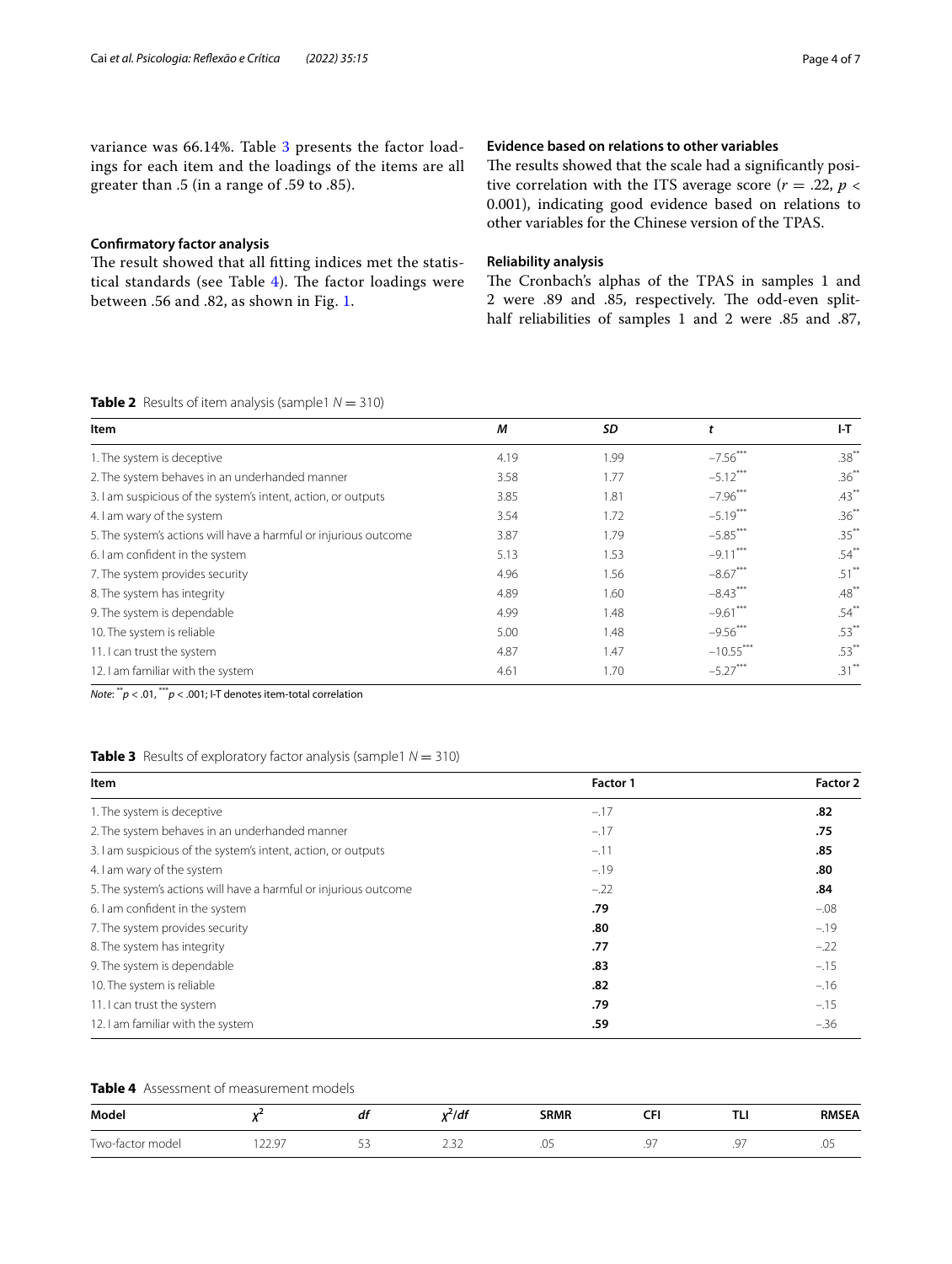variance was 66.14%. Table 3 presents the factor loadings for each item and the loadings of the items are all greater than .5 (in a range of .59 to .85).

## Confirmatory factor analysis

The result showed that all fitting indices met the statistical standards (see Table 4). The factor loadings were between .56 and .82, as shown in Fig. 1.

## Evidence based on relations to other variables

The results showed that the scale had a significantly positive correlation with the ITS average score ($r = .22$, $p < 0.001$), indicating good evidence based on relations to other variables for the Chinese version of the TPAS.

## Reliability analysis

The Cronbach's alphas of the TPAS in samples 1 and 2 were .89 and .85, respectively. The odd-even split-half reliabilities of samples 1 and 2 were .85 and .87,

**Table 2** Results of item analysis (sample1 $N = 310$)

| Item | *M* | *SD* | *t* | I-T |
|---|---|---|---|---|
| 1. The system is deceptive | 4.19 | 1.99 | −7.56*** | .38** |
| 2. The system behaves in an underhanded manner | 3.58 | 1.77 | −5.12*** | .36** |
| 3. I am suspicious of the system's intent, action, or outputs | 3.85 | 1.81 | −7.96*** | .43** |
| 4. I am wary of the system | 3.54 | 1.72 | −5.19*** | .36** |
| 5. The system's actions will have a harmful or injurious outcome | 3.87 | 1.79 | −5.85*** | .35** |
| 6. I am confident in the system | 5.13 | 1.53 | −9.11*** | .54** |
| 7. The system provides security | 4.96 | 1.56 | −8.67*** | .51** |
| 8. The system has integrity | 4.89 | 1.60 | −8.43*** | .48** |
| 9. The system is dependable | 4.99 | 1.48 | −9.61*** | .54** |
| 10. The system is reliable | 5.00 | 1.48 | −9.56*** | .53** |
| 11. I can trust the system | 4.87 | 1.47 | −10.55*** | .53** |
| 12. I am familiar with the system | 4.61 | 1.70 | −5.27*** | .31** |

*Note*: **$p < .01$, ***$p < .001$; I-T denotes item-total correlation

**Table 3** Results of exploratory factor analysis (sample1 $N = 310$)

| Item | Factor 1 | Factor 2 |
|---|---|---|
| 1. The system is deceptive | −.17 | **.82** |
| 2. The system behaves in an underhanded manner | −.17 | **.75** |
| 3. I am suspicious of the system's intent, action, or outputs | −.11 | **.85** |
| 4. I am wary of the system | −.19 | **.80** |
| 5. The system's actions will have a harmful or injurious outcome | −.22 | **.84** |
| 6. I am confident in the system | **.79** | −.08 |
| 7. The system provides security | **.80** | −.19 |
| 8. The system has integrity | **.77** | −.22 |
| 9. The system is dependable | **.83** | −.15 |
| 10. The system is reliable | **.82** | −.16 |
| 11. I can trust the system | **.79** | −.15 |
| 12. I am familiar with the system | **.59** | −.36 |

**Table 4** Assessment of measurement models

| Model | $\chi^2$ | *df* | $\chi^2/df$ | SRMR | CFI | TLI | RMSEA |
|---|---|---|---|---|---|---|---|
| Two-factor model | 122.97 | 53 | 2.32 | .05 | .97 | .97 | .05 |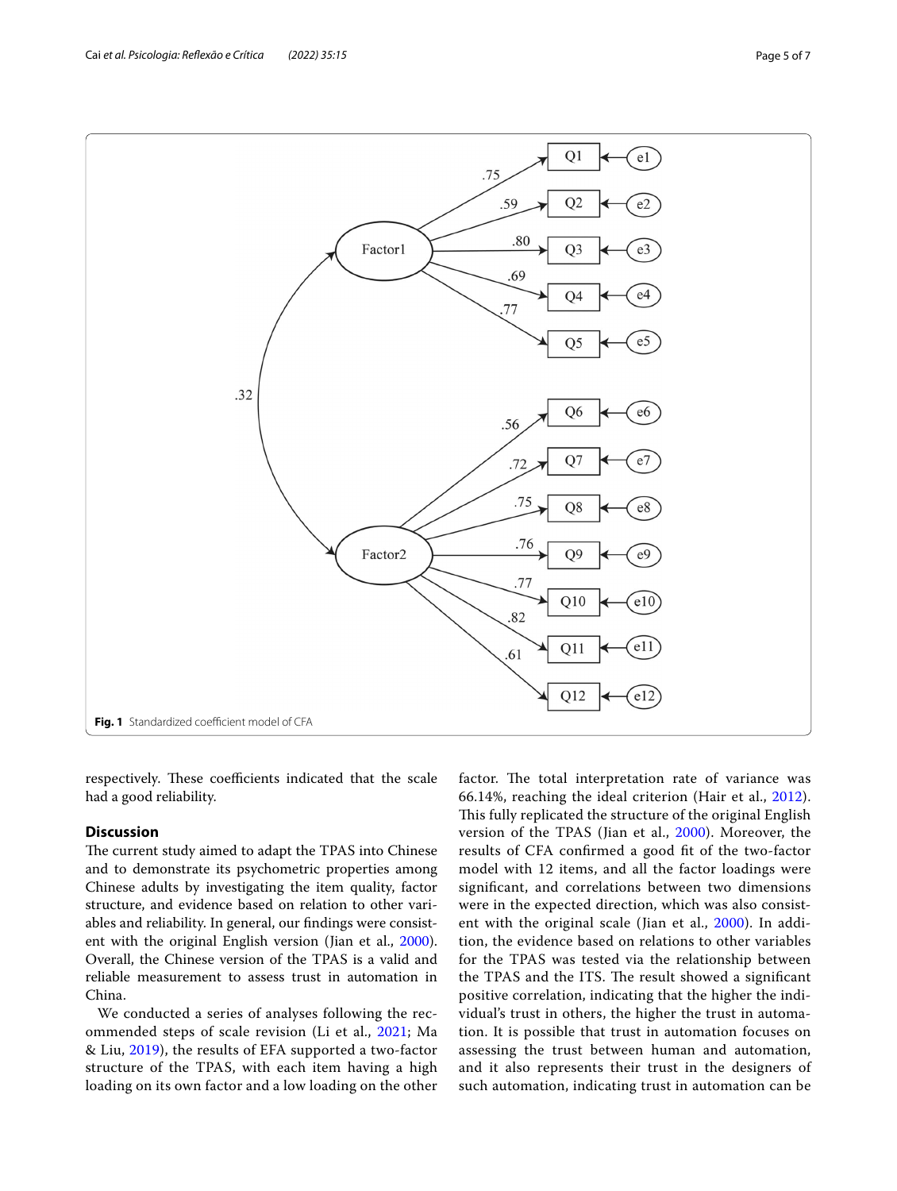Fig. 1 Standardized coefficient model of CFA

respectively. These coefficients indicated that the scale had a good reliability.

## Discussion

The current study aimed to adapt the TPAS into Chinese and to demonstrate its psychometric properties among Chinese adults by investigating the item quality, factor structure, and evidence based on relation to other variables and reliability. In general, our findings were consistent with the original English version (Jian et al., 2000). Overall, the Chinese version of the TPAS is a valid and reliable measurement to assess trust in automation in China.

We conducted a series of analyses following the recommended steps of scale revision (Li et al., 2021; Ma & Liu, 2019), the results of EFA supported a two-factor structure of the TPAS, with each item having a high loading on its own factor and a low loading on the other factor. The total interpretation rate of variance was 66.14%, reaching the ideal criterion (Hair et al., 2012). This fully replicated the structure of the original English version of the TPAS (Jian et al., 2000). Moreover, the results of CFA confirmed a good fit of the two-factor model with 12 items, and all the factor loadings were significant, and correlations between two dimensions were in the expected direction, which was also consistent with the original scale (Jian et al., 2000). In addition, the evidence based on relations to other variables for the TPAS was tested via the relationship between the TPAS and the ITS. The result showed a significant positive correlation, indicating that the higher the individual's trust in others, the higher the trust in automation. It is possible that trust in automation focuses on assessing the trust between human and automation, and it also represents their trust in the designers of such automation, indicating trust in automation can be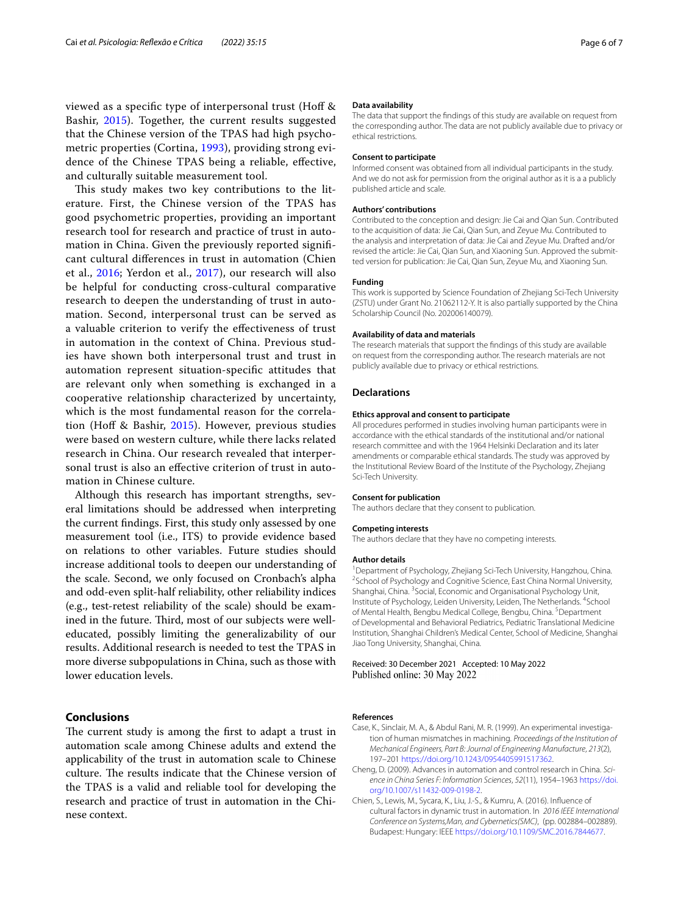viewed as a specific type of interpersonal trust (Hoff & Bashir, 2015). Together, the current results suggested that the Chinese version of the TPAS had high psychometric properties (Cortina, 1993), providing strong evidence of the Chinese TPAS being a reliable, effective, and culturally suitable measurement tool.

This study makes two key contributions to the literature. First, the Chinese version of the TPAS has good psychometric properties, providing an important research tool for research and practice of trust in automation in China. Given the previously reported significant cultural differences in trust in automation (Chien et al., 2016; Yerdon et al., 2017), our research will also be helpful for conducting cross-cultural comparative research to deepen the understanding of trust in automation. Second, interpersonal trust can be served as a valuable criterion to verify the effectiveness of trust in automation in the context of China. Previous studies have shown both interpersonal trust and trust in automation represent situation-specific attitudes that are relevant only when something is exchanged in a cooperative relationship characterized by uncertainty, which is the most fundamental reason for the correlation (Hoff & Bashir, 2015). However, previous studies were based on western culture, while there lacks related research in China. Our research revealed that interpersonal trust is also an effective criterion of trust in automation in Chinese culture.

Although this research has important strengths, several limitations should be addressed when interpreting the current findings. First, this study only assessed by one measurement tool (i.e., ITS) to provide evidence based on relations to other variables. Future studies should increase additional tools to deepen our understanding of the scale. Second, we only focused on Cronbach's alpha and odd-even split-half reliability, other reliability indices (e.g., test-retest reliability of the scale) should be examined in the future. Third, most of our subjects were well-educated, possibly limiting the generalizability of our results. Additional research is needed to test the TPAS in more diverse subpopulations in China, such as those with lower education levels.

## Conclusions

The current study is among the first to adapt a trust in automation scale among Chinese adults and extend the applicability of the trust in automation scale to Chinese culture. The results indicate that the Chinese version of the TPAS is a valid and reliable tool for developing the research and practice of trust in automation in the Chinese context.

#### Data availability

The data that support the findings of this study are available on request from the corresponding author. The data are not publicly available due to privacy or ethical restrictions.

#### Consent to participate

Informed consent was obtained from all individual participants in the study. And we do not ask for permission from the original author as it is a a publicly published article and scale.

#### Authors' contributions

Contributed to the conception and design: Jie Cai and Qian Sun. Contributed to the acquisition of data: Jie Cai, Qian Sun, and Zeyue Mu. Contributed to the analysis and interpretation of data: Jie Cai and Zeyue Mu. Drafted and/or revised the article: Jie Cai, Qian Sun, and Xiaoning Sun. Approved the submitted version for publication: Jie Cai, Qian Sun, Zeyue Mu, and Xiaoning Sun.

#### Funding

This work is supported by Science Foundation of Zhejiang Sci-Tech University (ZSTU) under Grant No. 21062112-Y. It is also partially supported by the China Scholarship Council (No. 202006140079).

#### Availability of data and materials

The research materials that support the findings of this study are available on request from the corresponding author. The research materials are not publicly available due to privacy or ethical restrictions.

### Declarations

#### Ethics approval and consent to participate

All procedures performed in studies involving human participants were in accordance with the ethical standards of the institutional and/or national research committee and with the 1964 Helsinki Declaration and its later amendments or comparable ethical standards. The study was approved by the Institutional Review Board of the Institute of the Psychology, Zhejiang Sci-Tech University.

#### Consent for publication

The authors declare that they consent to publication.

#### Competing interests

The authors declare that they have no competing interests.

#### Author details

[1]Department of Psychology, Zhejiang Sci-Tech University, Hangzhou, China. [2]School of Psychology and Cognitive Science, East China Normal University, Shanghai, China. [3]Social, Economic and Organisational Psychology Unit, Institute of Psychology, Leiden University, Leiden, The Netherlands. [4]School of Mental Health, Bengbu Medical College, Bengbu, China. [5]Department of Developmental and Behavioral Pediatrics, Pediatric Translational Medicine Institution, Shanghai Children's Medical Center, School of Medicine, Shanghai Jiao Tong University, Shanghai, China.

Received: 30 December 2021 Accepted: 10 May 2022
Published online: 30 May 2022

#### References

- Case, K., Sinclair, M. A., & Abdul Rani, M. R. (1999). An experimental investigation of human mismatches in machining. *Proceedings of the Institution of Mechanical Engineers, Part B: Journal of Engineering Manufacture*, *213*(2), 197–201 https://doi.org/10.1243/0954405991517362.
- Cheng, D. (2009). Advances in automation and control research in China. *Science in China Series F: Information Sciences*, *52*(11), 1954–1963 https://doi.org/10.1007/s11432-009-0198-2.
- Chien, S., Lewis, M., Sycara, K., Liu, J.-S., & Kumru, A. (2016). Influence of cultural factors in dynamic trust in automation. In *2016 IEEE International Conference on Systems,Man, and Cybernetics(SMC)*, (pp. 002884–002889). Budapest: Hungary: IEEE https://doi.org/10.1109/SMC.2016.7844677.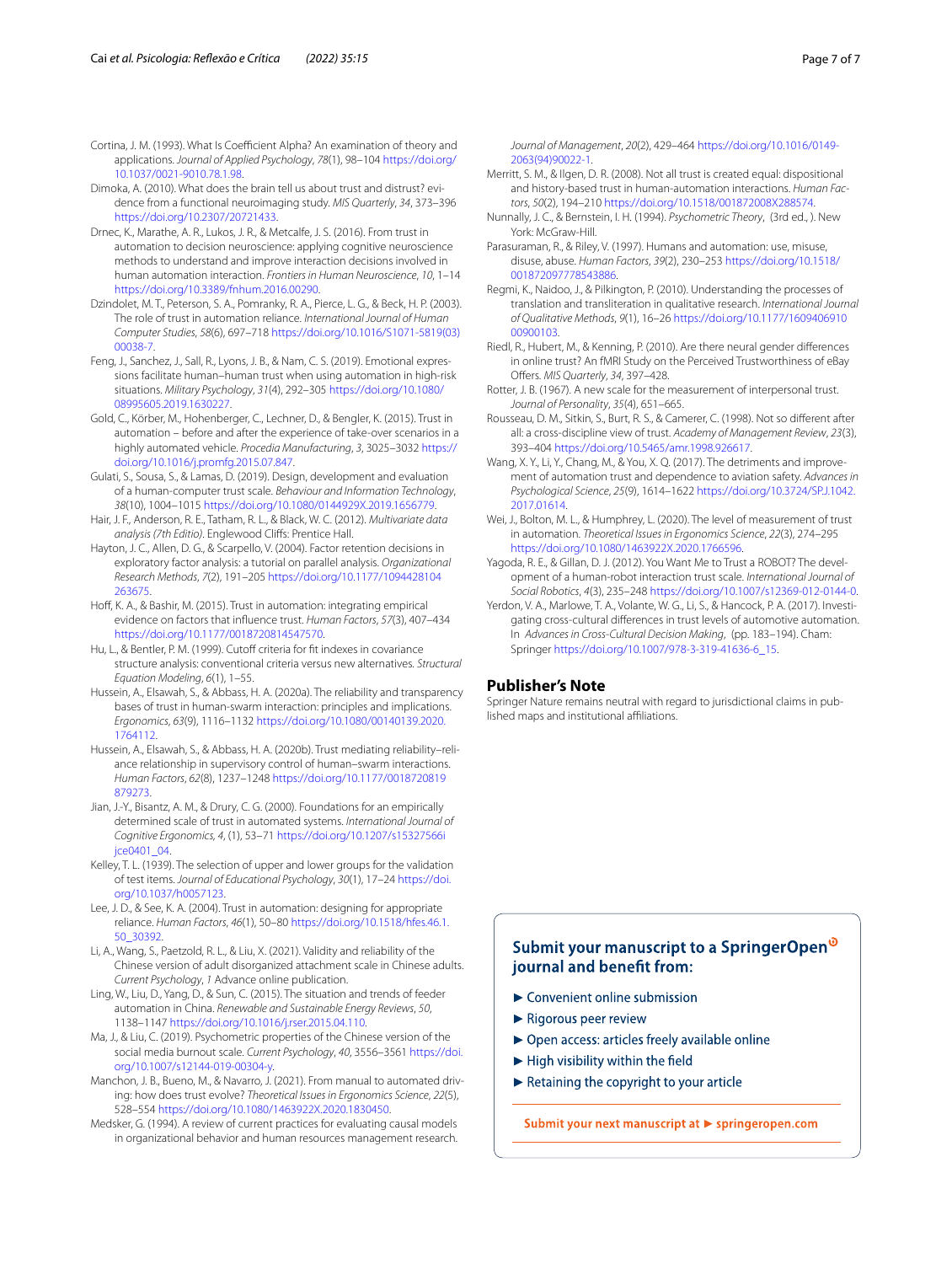Cortina, J. M. (1993). What Is Coefficient Alpha? An examination of theory and applications. *Journal of Applied Psychology*, *78*(1), 98–104 https://doi.org/10.1037/0021-9010.78.1.98.

Dimoka, A. (2010). What does the brain tell us about trust and distrust? evidence from a functional neuroimaging study. *MIS Quarterly*, *34*, 373–396 https://doi.org/10.2307/20721433.

Drnec, K., Marathe, A. R., Lukos, J. R., & Metcalfe, J. S. (2016). From trust in automation to decision neuroscience: applying cognitive neuroscience methods to understand and improve interaction decisions involved in human automation interaction. *Frontiers in Human Neuroscience*, *10*, 1–14 https://doi.org/10.3389/fnhum.2016.00290.

Dzindolet, M. T., Peterson, S. A., Pomranky, R. A., Pierce, L. G., & Beck, H. P. (2003). The role of trust in automation reliance. *International Journal of Human Computer Studies*, *58*(6), 697–718 https://doi.org/10.1016/S1071-5819(03)00038-7.

Feng, J., Sanchez, J., Sall, R., Lyons, J. B., & Nam, C. S. (2019). Emotional expressions facilitate human–human trust when using automation in high-risk situations. *Military Psychology*, *31*(4), 292–305 https://doi.org/10.1080/08995605.2019.1630227.

Gold, C., Körber, M., Hohenberger, C., Lechner, D., & Bengler, K. (2015). Trust in automation – before and after the experience of take-over scenarios in a highly automated vehicle. *Procedia Manufacturing*, *3*, 3025–3032 https://doi.org/10.1016/j.promfg.2015.07.847.

Gulati, S., Sousa, S., & Lamas, D. (2019). Design, development and evaluation of a human-computer trust scale. *Behaviour and Information Technology*, *38*(10), 1004–1015 https://doi.org/10.1080/0144929X.2019.1656779.

Hair, J. F., Anderson, R. E., Tatham, R. L., & Black, W. C. (2012). *Multivariate data analysis (7th Editio)*. Englewood Cliffs: Prentice Hall.

Hayton, J. C., Allen, D. G., & Scarpello, V. (2004). Factor retention decisions in exploratory factor analysis: a tutorial on parallel analysis. *Organizational Research Methods*, *7*(2), 191–205 https://doi.org/10.1177/1094428104263675.

Hoff, K. A., & Bashir, M. (2015). Trust in automation: integrating empirical evidence on factors that influence trust. *Human Factors*, *57*(3), 407–434 https://doi.org/10.1177/0018720814547570.

Hu, L., & Bentler, P. M. (1999). Cutoff criteria for fit indexes in covariance structure analysis: conventional criteria versus new alternatives. *Structural Equation Modeling*, *6*(1), 1–55.

Hussein, A., Elsawah, S., & Abbass, H. A. (2020a). The reliability and transparency bases of trust in human-swarm interaction: principles and implications. *Ergonomics*, *63*(9), 1116–1132 https://doi.org/10.1080/00140139.2020.1764112.

Hussein, A., Elsawah, S., & Abbass, H. A. (2020b). Trust mediating reliability–reliance relationship in supervisory control of human–swarm interactions. *Human Factors*, *62*(8), 1237–1248 https://doi.org/10.1177/0018720819879273.

Jian, J.-Y., Bisantz, A. M., & Drury, C. G. (2000). Foundations for an empirically determined scale of trust in automated systems. *International Journal of Cognitive Ergonomics*, *4*, (1), 53–71 https://doi.org/10.1207/s15327566ijce0401_04.

Kelley, T. L. (1939). The selection of upper and lower groups for the validation of test items. *Journal of Educational Psychology*, *30*(1), 17–24 https://doi.org/10.1037/h0057123.

Lee, J. D., & See, K. A. (2004). Trust in automation: designing for appropriate reliance. *Human Factors*, *46*(1), 50–80 https://doi.org/10.1518/hfes.46.1.50_30392.

Li, A., Wang, S., Paetzold, R. L., & Liu, X. (2021). Validity and reliability of the Chinese version of adult disorganized attachment scale in Chinese adults. *Current Psychology*, *1* Advance online publication.

Ling, W., Liu, D., Yang, D., & Sun, C. (2015). The situation and trends of feeder automation in China. *Renewable and Sustainable Energy Reviews*, *50*, 1138–1147 https://doi.org/10.1016/j.rser.2015.04.110.

Ma, J., & Liu, C. (2019). Psychometric properties of the Chinese version of the social media burnout scale. *Current Psychology*, *40*, 3556–3561 https://doi.org/10.1007/s12144-019-00304-y.

Manchon, J. B., Bueno, M., & Navarro, J. (2021). From manual to automated driving: how does trust evolve? *Theoretical Issues in Ergonomics Science*, *22*(5), 528–554 https://doi.org/10.1080/1463922X.2020.1830450.

Medsker, G. (1994). A review of current practices for evaluating causal models in organizational behavior and human resources management research. *Journal of Management*, *20*(2), 429–464 https://doi.org/10.1016/0149-2063(94)90022-1.

Merritt, S. M., & Ilgen, D. R. (2008). Not all trust is created equal: dispositional and history-based trust in human-automation interactions. *Human Factors*, *50*(2), 194–210 https://doi.org/10.1518/001872008X288574.

Nunnally, J. C., & Bernstein, I. H. (1994). *Psychometric Theory*, (3rd ed., ). New York: McGraw-Hill.

Parasuraman, R., & Riley, V. (1997). Humans and automation: use, misuse, disuse, abuse. *Human Factors*, *39*(2), 230–253 https://doi.org/10.1518/001872097778543886.

Regmi, K., Naidoo, J., & Pilkington, P. (2010). Understanding the processes of translation and transliteration in qualitative research. *International Journal of Qualitative Methods*, *9*(1), 16–26 https://doi.org/10.1177/160940691000900103.

Riedl, R., Hubert, M., & Kenning, P. (2010). Are there neural gender differences in online trust? An fMRI Study on the Perceived Trustworthiness of eBay Offers. *MIS Quarterly*, *34*, 397–428.

Rotter, J. B. (1967). A new scale for the measurement of interpersonal trust. *Journal of Personality*, *35*(4), 651–665.

Rousseau, D. M., Sitkin, S. B., Burt, R. S., & Camerer, C. (1998). Not so different after all: a cross-discipline view of trust. *Academy of Management Review*, *23*(3), 393–404 https://doi.org/10.5465/amr.1998.926617.

Wang, X. Y., Li, Y., Chang, M., & You, X. Q. (2017). The detriments and improvement of automation trust and dependence to aviation safety. *Advances in Psychological Science*, *25*(9), 1614–1622 https://doi.org/10.3724/SP.J.1042.2017.01614.

Wei, J., Bolton, M. L., & Humphrey, L. (2020). The level of measurement of trust in automation. *Theoretical Issues in Ergonomics Science*, *22*(3), 274–295 https://doi.org/10.1080/1463922X.2020.1766596.

Yagoda, R. E., & Gillan, D. J. (2012). You Want Me to Trust a ROBOT? The development of a human-robot interaction trust scale. *International Journal of Social Robotics*, *4*(3), 235–248 https://doi.org/10.1007/s12369-012-0144-0.

Yerdon, V. A., Marlowe, T. A., Volante, W. G., Li, S., & Hancock, P. A. (2017). Investigating cross-cultural differences in trust levels of automotive automation. In *Advances in Cross-Cultural Decision Making*, (pp. 183–194). Cham: Springer https://doi.org/10.1007/978-3-319-41636-6_15.

## Publisher's Note

Springer Nature remains neutral with regard to jurisdictional claims in published maps and institutional affiliations.

**Submit your manuscript to a SpringerOpen journal and benefit from:**

- ► Convenient online submission
- ► Rigorous peer review
- ► Open access: articles freely available online
- ► High visibility within the field
- ► Retaining the copyright to your article

**Submit your next manuscript at ► springeropen.com**